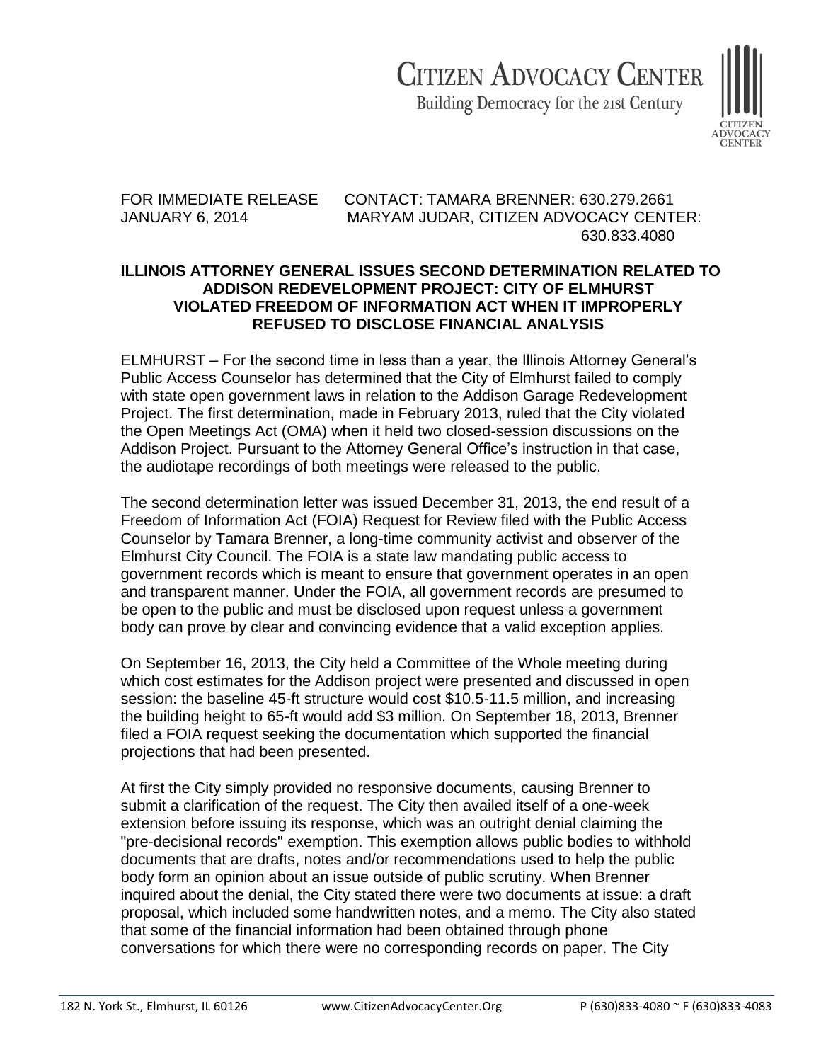**CITIZEN ADVOCACY CENTER**
Building Democracy for the 21st Century

FOR IMMEDIATE RELEASE
JANUARY 6, 2014

CONTACT: TAMARA BRENNER: 630.279.2661
MARYAM JUDAR, CITIZEN ADVOCACY CENTER: 630.833.4080

## ILLINOIS ATTORNEY GENERAL ISSUES SECOND DETERMINATION RELATED TO ADDISON REDEVELOPMENT PROJECT: CITY OF ELMHURST VIOLATED FREEDOM OF INFORMATION ACT WHEN IT IMPROPERLY REFUSED TO DISCLOSE FINANCIAL ANALYSIS

ELMHURST – For the second time in less than a year, the Illinois Attorney General's Public Access Counselor has determined that the City of Elmhurst failed to comply with state open government laws in relation to the Addison Garage Redevelopment Project. The first determination, made in February 2013, ruled that the City violated the Open Meetings Act (OMA) when it held two closed-session discussions on the Addison Project. Pursuant to the Attorney General Office's instruction in that case, the audiotape recordings of both meetings were released to the public.

The second determination letter was issued December 31, 2013, the end result of a Freedom of Information Act (FOIA) Request for Review filed with the Public Access Counselor by Tamara Brenner, a long-time community activist and observer of the Elmhurst City Council. The FOIA is a state law mandating public access to government records which is meant to ensure that government operates in an open and transparent manner. Under the FOIA, all government records are presumed to be open to the public and must be disclosed upon request unless a government body can prove by clear and convincing evidence that a valid exception applies.

On September 16, 2013, the City held a Committee of the Whole meeting during which cost estimates for the Addison project were presented and discussed in open session: the baseline 45-ft structure would cost $10.5-11.5 million, and increasing the building height to 65-ft would add $3 million. On September 18, 2013, Brenner filed a FOIA request seeking the documentation which supported the financial projections that had been presented.

At first the City simply provided no responsive documents, causing Brenner to submit a clarification of the request. The City then availed itself of a one-week extension before issuing its response, which was an outright denial claiming the "pre-decisional records" exemption. This exemption allows public bodies to withhold documents that are drafts, notes and/or recommendations used to help the public body form an opinion about an issue outside of public scrutiny. When Brenner inquired about the denial, the City stated there were two documents at issue: a draft proposal, which included some handwritten notes, and a memo. The City also stated that some of the financial information had been obtained through phone conversations for which there were no corresponding records on paper. The City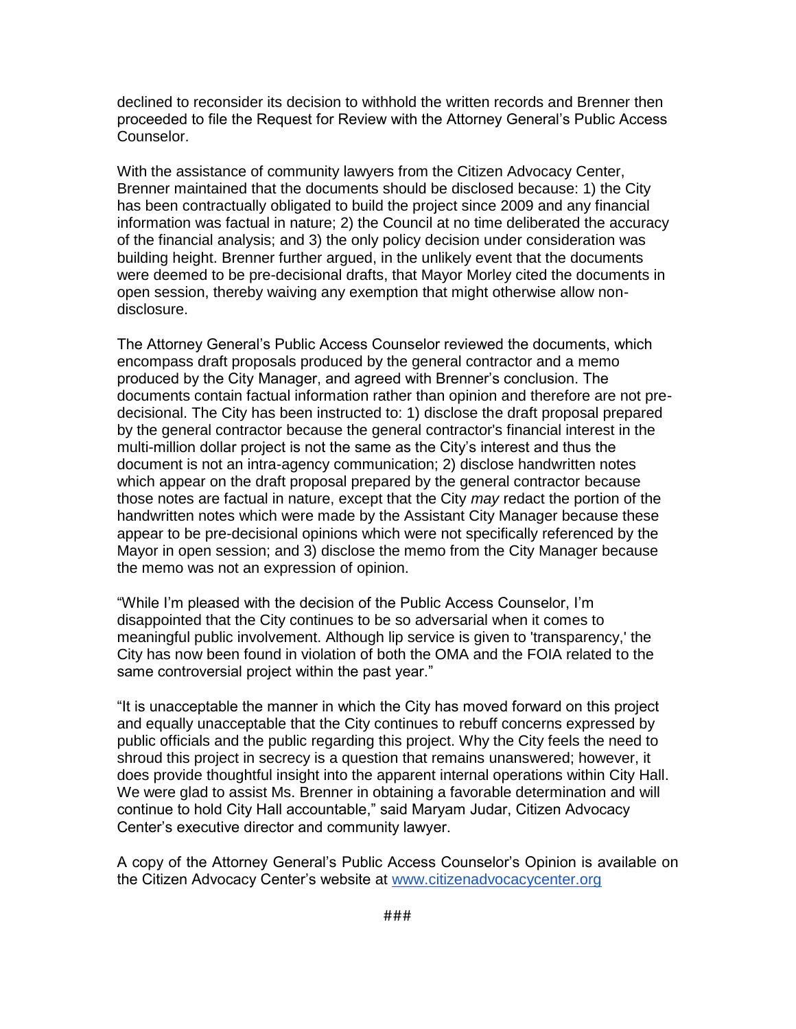declined to reconsider its decision to withhold the written records and Brenner then proceeded to file the Request for Review with the Attorney General's Public Access Counselor.

With the assistance of community lawyers from the Citizen Advocacy Center, Brenner maintained that the documents should be disclosed because: 1) the City has been contractually obligated to build the project since 2009 and any financial information was factual in nature; 2) the Council at no time deliberated the accuracy of the financial analysis; and 3) the only policy decision under consideration was building height. Brenner further argued, in the unlikely event that the documents were deemed to be pre-decisional drafts, that Mayor Morley cited the documents in open session, thereby waiving any exemption that might otherwise allow non-disclosure.

The Attorney General's Public Access Counselor reviewed the documents, which encompass draft proposals produced by the general contractor and a memo produced by the City Manager, and agreed with Brenner's conclusion. The documents contain factual information rather than opinion and therefore are not pre-decisional. The City has been instructed to: 1) disclose the draft proposal prepared by the general contractor because the general contractor's financial interest in the multi-million dollar project is not the same as the City's interest and thus the document is not an intra-agency communication; 2) disclose handwritten notes which appear on the draft proposal prepared by the general contractor because those notes are factual in nature, except that the City *may* redact the portion of the handwritten notes which were made by the Assistant City Manager because these appear to be pre-decisional opinions which were not specifically referenced by the Mayor in open session; and 3) disclose the memo from the City Manager because the memo was not an expression of opinion.

"While I'm pleased with the decision of the Public Access Counselor, I'm disappointed that the City continues to be so adversarial when it comes to meaningful public involvement. Although lip service is given to 'transparency,' the City has now been found in violation of both the OMA and the FOIA related to the same controversial project within the past year."

"It is unacceptable the manner in which the City has moved forward on this project and equally unacceptable that the City continues to rebuff concerns expressed by public officials and the public regarding this project. Why the City feels the need to shroud this project in secrecy is a question that remains unanswered; however, it does provide thoughtful insight into the apparent internal operations within City Hall. We were glad to assist Ms. Brenner in obtaining a favorable determination and will continue to hold City Hall accountable," said Maryam Judar, Citizen Advocacy Center's executive director and community lawyer.

A copy of the Attorney General's Public Access Counselor's Opinion is available on the Citizen Advocacy Center's website at [www.citizenadvocacycenter.org](http://www.citizenadvocacycenter.org)

###